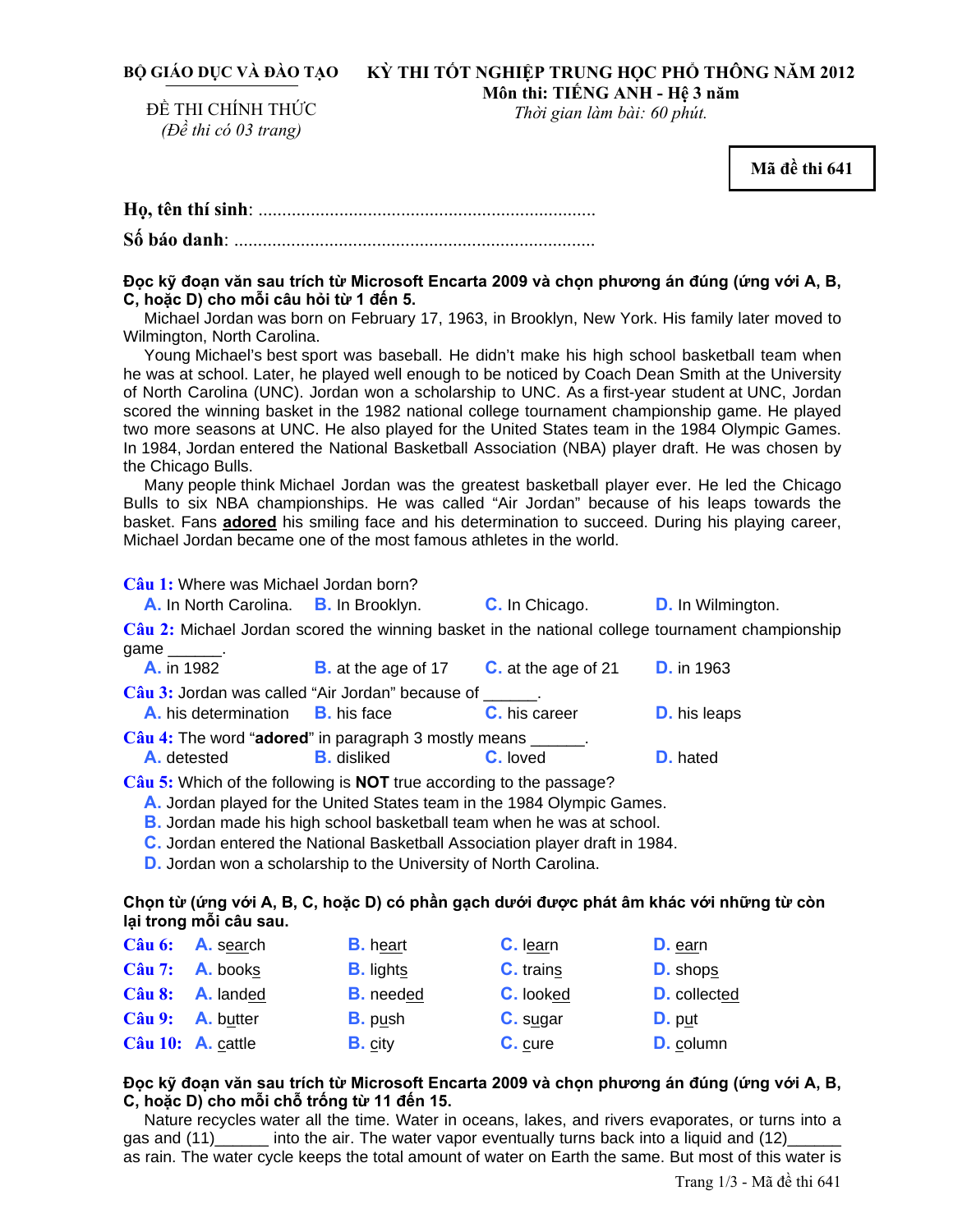**BỘ GIÁO DỤC VÀ ĐÀO TẠO**

ĐỀ THI CHÍNH THỨC

*(Đề thi có 03 trang)*

**KỲ THI TỐT NGHIỆP TRUNG HỌC PHỔ THÔNG NĂM 2012**

**Môn thi: TIẾNG ANH - Hệ 3 năm**

*Thời gian làm bài: 60 phút.*

**Mã đề thi 641**

**Họ, tên thí sinh**: ......................................................................

**Số báo danh**: ...........................................................................

**Đọc kỹ đoạn văn sau trích từ Microsoft Encarta 2009 và chọn phương án đúng (ứng với A, B, C, hoặc D) cho mỗi câu hỏi từ 1 đến 5.**

Michael Jordan was born on February 17, 1963, in Brooklyn, New York. His family later moved to Wilmington, North Carolina.

Young Michael's best sport was baseball. He didn't make his high school basketball team when he was at school. Later, he played well enough to be noticed by Coach Dean Smith at the University of North Carolina (UNC). Jordan won a scholarship to UNC. As a first-year student at UNC, Jordan scored the winning basket in the 1982 national college tournament championship game. He played two more seasons at UNC. He also played for the United States team in the 1984 Olympic Games. In 1984, Jordan entered the National Basketball Association (NBA) player draft. He was chosen by the Chicago Bulls.

Many people think Michael Jordan was the greatest basketball player ever. He led the Chicago Bulls to six NBA championships. He was called "Air Jordan" because of his leaps towards the basket. Fans **adored** his smiling face and his determination to succeed. During his playing career, Michael Jordan became one of the most famous athletes in the world.

**Câu 1:** Where was Michael Jordan born?

A. In North Carolina. B. In Brooklyn. C. In Chicago. D. In Wilmington.

**Câu 2:** Michael Jordan scored the winning basket in the national college tournament championship game ______.

A. in 1982 B. at the age of 17 C. at the age of 21 D. in 1963

**Câu 3:** Jordan was called "Air Jordan" because of ______.

A. his determination B. his face C. his career D. his leaps

**Câu 4:** The word "**adored**" in paragraph 3 mostly means ______.

A. detested B. disliked C. loved D. hated

**Câu 5:** Which of the following is **NOT** true according to the passage?

A. Jordan played for the United States team in the 1984 Olympic Games.
B. Jordan made his high school basketball team when he was at school.
C. Jordan entered the National Basketball Association player draft in 1984.
D. Jordan won a scholarship to the University of North Carolina.

**Chọn từ (ứng với A, B, C, hoặc D) có phần gạch dưới được phát âm khác với những từ còn lại trong mỗi câu sau.**

**Câu 6:** A. search B. heart C. learn D. earn

**Câu 7:** A. books B. lights C. trains D. shops

**Câu 8:** A. landed B. needed C. looked D. collected

**Câu 9:** A. butter B. push C. sugar D. put

**Câu 10:** A. cattle B. city C. cure D. column

**Đọc kỹ đoạn văn sau trích từ Microsoft Encarta 2009 và chọn phương án đúng (ứng với A, B, C, hoặc D) cho mỗi chỗ trống từ 11 đến 15.**

Nature recycles water all the time. Water in oceans, lakes, and rivers evaporates, or turns into a gas and (11)______ into the air. The water vapor eventually turns back into a liquid and (12)______ as rain. The water cycle keeps the total amount of water on Earth the same. But most of this water is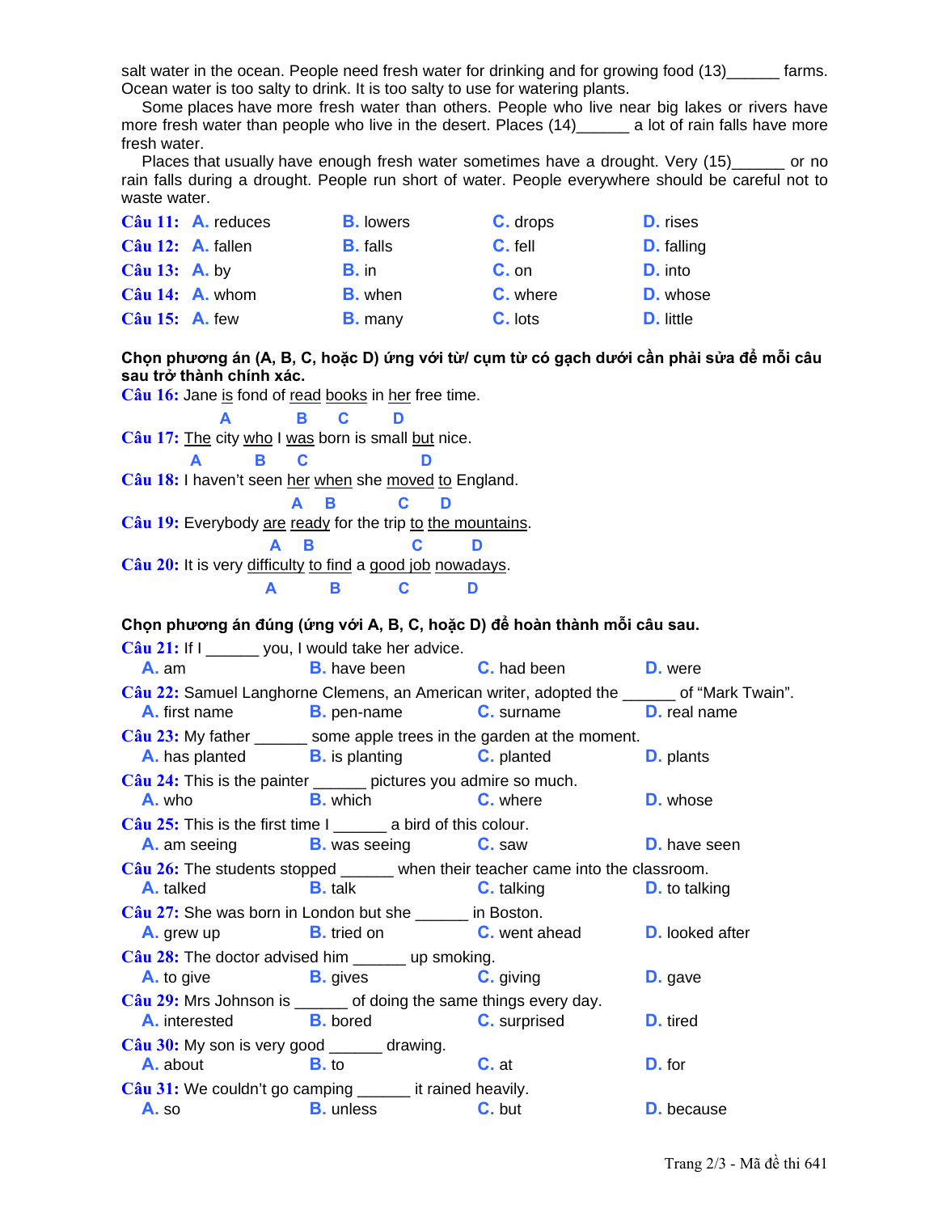salt water in the ocean. People need fresh water for drinking and for growing food (13)______ farms. Ocean water is too salty to drink. It is too salty to use for watering plants.

Some places have more fresh water than others. People who live near big lakes or rivers have more fresh water than people who live in the desert. Places (14)______ a lot of rain falls have more fresh water.

Places that usually have enough fresh water sometimes have a drought. Very (15)______ or no rain falls during a drought. People run short of water. People everywhere should be careful not to waste water.

**Câu 11:** A. reduces B. lowers C. drops D. rises

**Câu 12:** A. fallen B. falls C. fell D. falling

**Câu 13:** A. by B. in C. on D. into

**Câu 14:** A. whom B. when C. where D. whose

**Câu 15:** A. few B. many C. lots D. little

**Chọn phương án (A, B, C, hoặc D) ứng với từ/ cụm từ có gạch dưới cần phải sửa để mỗi câu sau trở thành chính xác.**

**Câu 16:** Jane <u>is</u> (A) fond of <u>read</u> (B) <u>books</u> (C) in <u>her</u> (D) free time.

**Câu 17:** <u>The</u> (A) city <u>who</u> (B) I <u>was</u> (C) born is small <u>but</u> (D) nice.

**Câu 18:** I haven't seen <u>her</u> (A) <u>when</u> (B) she <u>moved</u> (C) <u>to</u> (D) England.

**Câu 19:** Everybody <u>are</u> (A) <u>ready</u> (B) for the trip <u>to</u> (C) <u>the mountains</u> (D).

**Câu 20:** It is very <u>difficulty</u> (A) <u>to find</u> (B) a <u>good job</u> (C) <u>nowadays</u> (D).

**Chọn phương án đúng (ứng với A, B, C, hoặc D) để hoàn thành mỗi câu sau.**

**Câu 21:** If I ______ you, I would take her advice.
A. am B. have been C. had been D. were

**Câu 22:** Samuel Langhorne Clemens, an American writer, adopted the ______ of "Mark Twain".
A. first name B. pen-name C. surname D. real name

**Câu 23:** My father ______ some apple trees in the garden at the moment.
A. has planted B. is planting C. planted D. plants

**Câu 24:** This is the painter ______ pictures you admire so much.
A. who B. which C. where D. whose

**Câu 25:** This is the first time I ______ a bird of this colour.
A. am seeing B. was seeing C. saw D. have seen

**Câu 26:** The students stopped ______ when their teacher came into the classroom.
A. talked B. talk C. talking D. to talking

**Câu 27:** She was born in London but she ______ in Boston.
A. grew up B. tried on C. went ahead D. looked after

**Câu 28:** The doctor advised him ______ up smoking.
A. to give B. gives C. giving D. gave

**Câu 29:** Mrs Johnson is ______ of doing the same things every day.
A. interested B. bored C. surprised D. tired

**Câu 30:** My son is very good ______ drawing.
A. about B. to C. at D. for

**Câu 31:** We couldn't go camping ______ it rained heavily.
A. so B. unless C. but D. because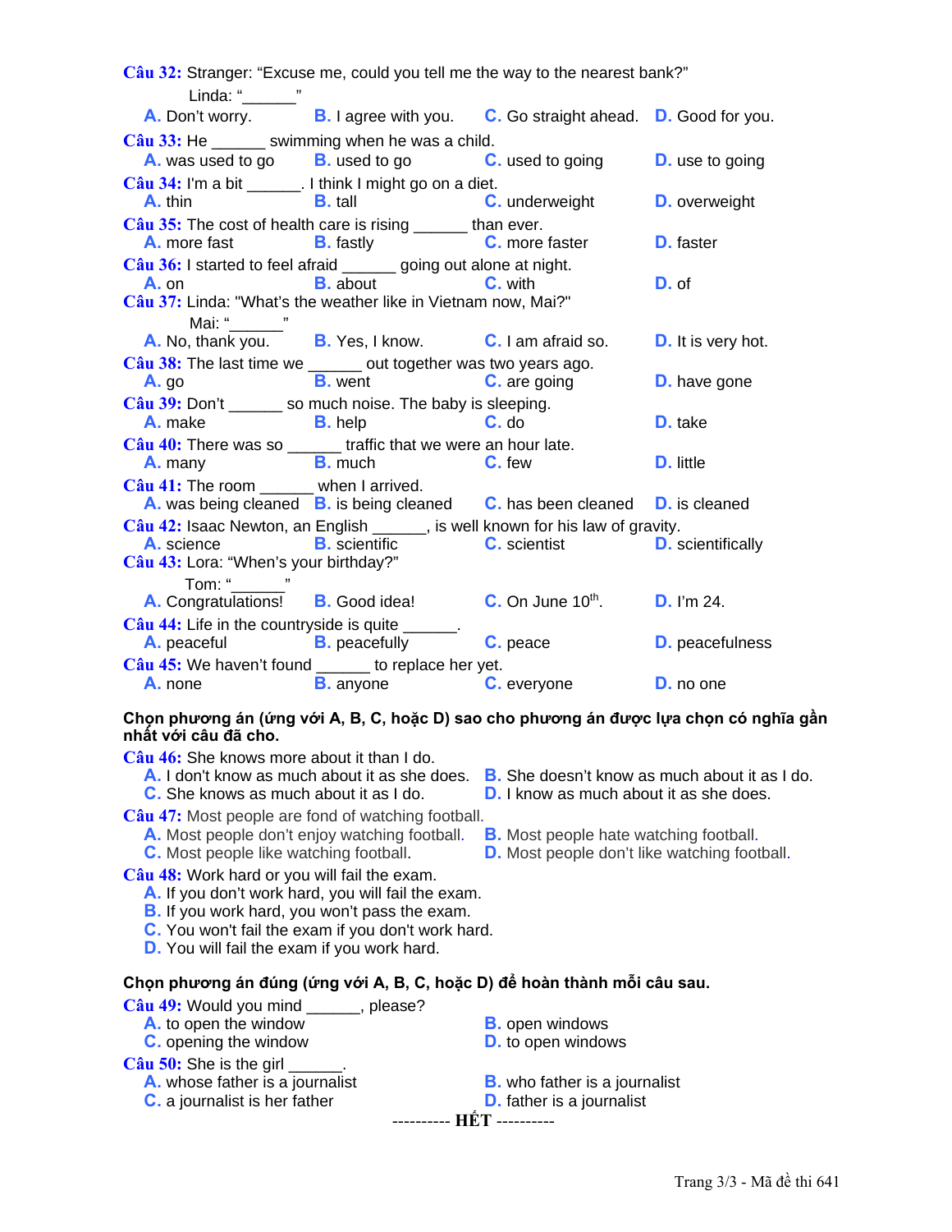**Câu 32:** Stranger: "Excuse me, could you tell me the way to the nearest bank?"

Linda: "______"

A. Don't worry. B. I agree with you. C. Go straight ahead. D. Good for you.

**Câu 33:** He ______ swimming when he was a child.

A. was used to go B. used to go C. used to going D. use to going

**Câu 34:** I'm a bit ______. I think I might go on a diet.

A. thin B. tall C. underweight D. overweight

**Câu 35:** The cost of health care is rising ______ than ever.

A. more fast B. fastly C. more faster D. faster

**Câu 36:** I started to feel afraid ______ going out alone at night.

A. on B. about C. with D. of

**Câu 37:** Linda: "What's the weather like in Vietnam now, Mai?"

Mai: "______"

A. No, thank you. B. Yes, I know. C. I am afraid so. D. It is very hot.

**Câu 38:** The last time we ______ out together was two years ago.

A. go B. went C. are going D. have gone

**Câu 39:** Don't ______ so much noise. The baby is sleeping.

A. make B. help C. do D. take

**Câu 40:** There was so ______ traffic that we were an hour late.

A. many B. much C. few D. little

**Câu 41:** The room ______ when I arrived.

A. was being cleaned B. is being cleaned C. has been cleaned D. is cleaned

**Câu 42:** Isaac Newton, an English ______, is well known for his law of gravity.

A. science B. scientific C. scientist D. scientifically

**Câu 43:** Lora: "When's your birthday?"

Tom: "______"

A. Congratulations! B. Good idea! C. On June 10th. D. I'm 24.

**Câu 44:** Life in the countryside is quite ______.

A. peaceful B. peacefully C. peace D. peacefulness

**Câu 45:** We haven't found ______ to replace her yet.

A. none B. anyone C. everyone D. no one

**Chọn phương án (ứng với A, B, C, hoặc D) sao cho phương án được lựa chọn có nghĩa gần nhất với câu đã cho.**

**Câu 46:** She knows more about it than I do.

A. I don't know as much about it as she does. B. She doesn't know as much about it as I do.
C. She knows as much about it as I do. D. I know as much about it as she does.

**Câu 47:** Most people are fond of watching football.

A. Most people don't enjoy watching football. B. Most people hate watching football.
C. Most people like watching football. D. Most people don't like watching football.

**Câu 48:** Work hard or you will fail the exam.

A. If you don't work hard, you will fail the exam.
B. If you work hard, you won't pass the exam.
C. You won't fail the exam if you don't work hard.
D. You will fail the exam if you work hard.

**Chọn phương án đúng (ứng với A, B, C, hoặc D) để hoàn thành mỗi câu sau.**

**Câu 49:** Would you mind ______, please?

A. to open the window B. open windows
C. opening the window D. to open windows

**Câu 50:** She is the girl ______.

A. whose father is a journalist B. who father is a journalist
C. a journalist is her father D. father is a journalist

---------- HẾT ----------